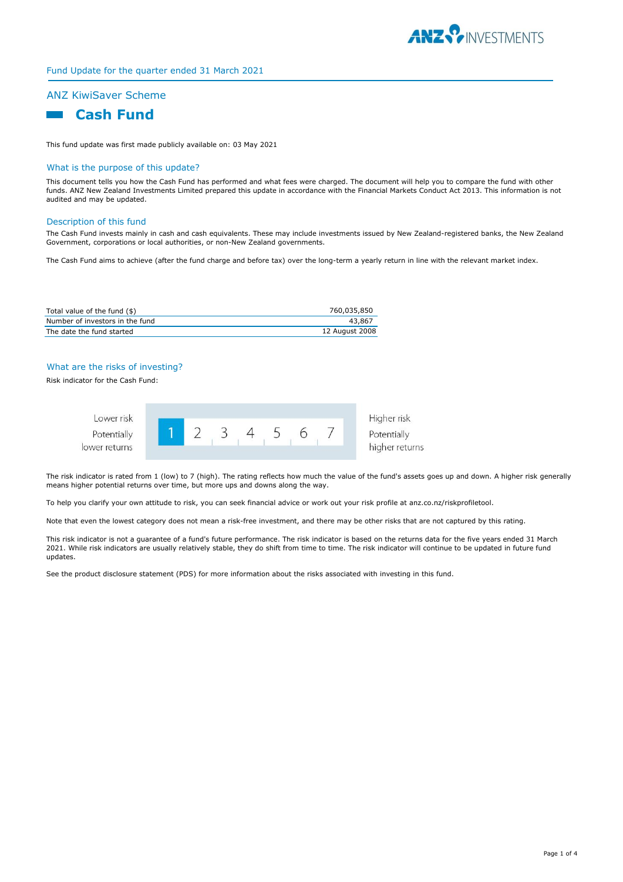Fund Update for the quarter ended 31 March 2021

## ANZ KiwiSaver Scheme

# Cash Fund

This fund update was first made publicly available on: 03 May 2021

## What is the purpose of this update?

This document tells you how the Cash Fund has performed and what fees were charged. The document will help you to compare the fund with other funds. ANZ New Zealand Investments Limited prepared this update in accordance with the Financial Markets Conduct Act 2013. This information is not audited and may be updated.

## Description of this fund

The Cash Fund invests mainly in cash and cash equivalents. These may include investments issued by New Zealand-registered banks, the New Zealand Government, corporations or local authorities, or non-New Zealand governments.

The Cash Fund aims to achieve (after the fund charge and before tax) over the long-term a yearly return in line with the relevant market index.

| | |
|---|---|
| Total value of the fund ($) | 760,035,850 |
| Number of investors in the fund | 43,867 |
| The date the fund started | 12 August 2008 |

## What are the risks of investing?

Risk indicator for the Cash Fund:

| Lower risk<br>Potentially lower returns | **1** | 2 | 3 | 4 | 5 | 6 | 7 | Higher risk<br>Potentially higher returns |
|---|---|---|---|---|---|---|---|---|

The risk indicator is rated from 1 (low) to 7 (high). The rating reflects how much the value of the fund's assets goes up and down. A higher risk generally means higher potential returns over time, but more ups and downs along the way.

To help you clarify your own attitude to risk, you can seek financial advice or work out your risk profile at anz.co.nz/riskprofiletool.

Note that even the lowest category does not mean a risk-free investment, and there may be other risks that are not captured by this rating.

This risk indicator is not a guarantee of a fund's future performance. The risk indicator is based on the returns data for the five years ended 31 March 2021. While risk indicators are usually relatively stable, they do shift from time to time. The risk indicator will continue to be updated in future fund updates.

See the product disclosure statement (PDS) for more information about the risks associated with investing in this fund.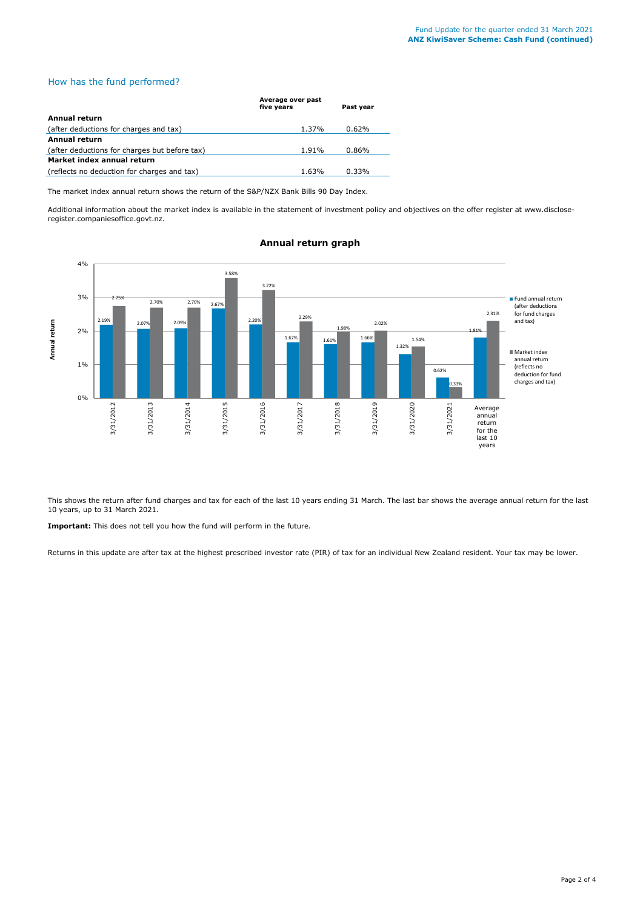## How has the fund performed?

| | Average over past five years | Past year |
|---|---|---|
| **Annual return** | | |
| (after deductions for charges and tax) | 1.37% | 0.62% |
| **Annual return** | | |
| (after deductions for charges but before tax) | 1.91% | 0.86% |
| **Market index annual return** | | |
| (reflects no deduction for charges and tax) | 1.63% | 0.33% |

The market index annual return shows the return of the S&P/NZX Bank Bills 90 Day Index.

Additional information about the market index is available in the statement of investment policy and objectives on the offer register at www.disclose-register.companiesoffice.govt.nz.

### Annual return graph

| | Fund annual return (after deductions for fund charges and tax) | Market index annual return (reflects no deduction for fund charges and tax) |
|---|---|---|
| 3/31/2012 | 2.19% | 2.75% |
| 3/31/2013 | 2.07% | 2.70% |
| 3/31/2014 | 2.09% | 2.70% |
| 3/31/2015 | 2.67% | 3.58% |
| 3/31/2016 | 2.20% | 3.22% |
| 3/31/2017 | 1.67% | 2.29% |
| 3/31/2018 | 1.61% | 1.98% |
| 3/31/2019 | 1.66% | 2.02% |
| 3/31/2020 | 1.32% | 1.54% |
| 3/31/2021 | 0.62% | 0.33% |
| Average annual return for the last 10 years | 1.81% | 2.31% |

This shows the return after fund charges and tax for each of the last 10 years ending 31 March. The last bar shows the average annual return for the last 10 years, up to 31 March 2021.

**Important:** This does not tell you how the fund will perform in the future.

Returns in this update are after tax at the highest prescribed investor rate (PIR) of tax for an individual New Zealand resident. Your tax may be lower.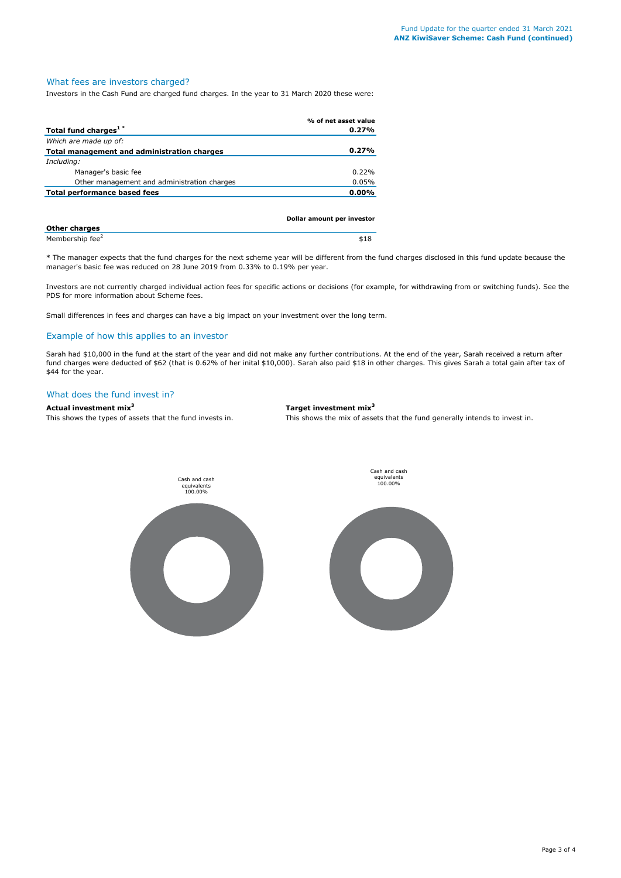## What fees are investors charged?

Investors in the Cash Fund are charged fund charges. In the year to 31 March 2020 these were:

| | % of net asset value |
|---|---|
| **Total fund charges[1 *]** | **0.27%** |
| *Which are made up of:* | |
| **Total management and administration charges** | **0.27%** |
| *Including:* | |
| Manager's basic fee | 0.22% |
| Other management and administration charges | 0.05% |
| **Total performance based fees** | **0.00%** |

| **Other charges** | **Dollar amount per investor** |
|---|---|
| Membership fee[2] | $18 |

* The manager expects that the fund charges for the next scheme year will be different from the fund charges disclosed in this fund update because the manager's basic fee was reduced on 28 June 2019 from 0.33% to 0.19% per year.

Investors are not currently charged individual action fees for specific actions or decisions (for example, for withdrawing from or switching funds). See the PDS for more information about Scheme fees.

Small differences in fees and charges can have a big impact on your investment over the long term.

## Example of how this applies to an investor

Sarah had $10,000 in the fund at the start of the year and did not make any further contributions. At the end of the year, Sarah received a return after fund charges were deducted of $62 (that is 0.62% of her inital $10,000). Sarah also paid $18 in other charges. This gives Sarah a total gain after tax of $44 for the year.

## What does the fund invest in?

**Actual investment mix[3]**

This shows the types of assets that the fund invests in.

Cash and cash equivalents 100.00%

**Target investment mix[3]**

This shows the mix of assets that the fund generally intends to invest in.

Cash and cash equivalents 100.00%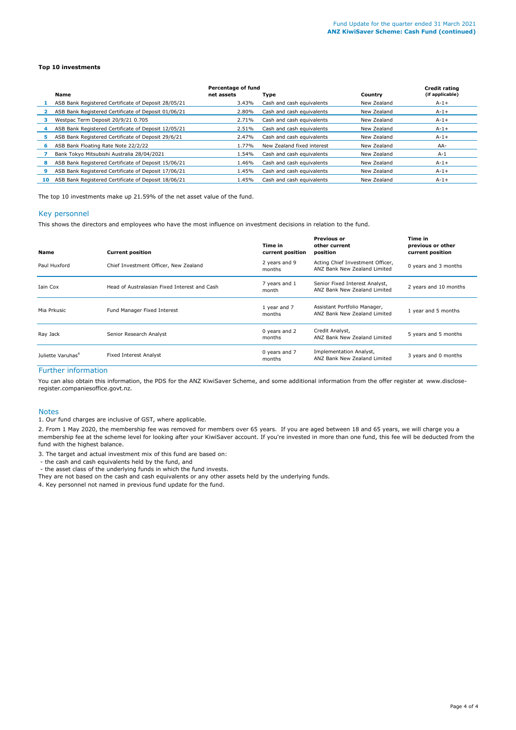### Top 10 investments

| | Name | Percentage of fund net assets | Type | Country | Credit rating (if applicable) |
|---|---|---|---|---|---|
| 1 | ASB Bank Registered Certificate of Deposit 28/05/21 | 3.43% | Cash and cash equivalents | New Zealand | A-1+ |
| 2 | ASB Bank Registered Certificate of Deposit 01/06/21 | 2.80% | Cash and cash equivalents | New Zealand | A-1+ |
| 3 | Westpac Term Deposit 20/9/21 0.705 | 2.71% | Cash and cash equivalents | New Zealand | A-1+ |
| 4 | ASB Bank Registered Certificate of Deposit 12/05/21 | 2.51% | Cash and cash equivalents | New Zealand | A-1+ |
| 5 | ASB Bank Registered Certificate of Deposit 29/6/21 | 2.47% | Cash and cash equivalents | New Zealand | A-1+ |
| 6 | ASB Bank Floating Rate Note 22/2/22 | 1.77% | New Zealand fixed interest | New Zealand | AA- |
| 7 | Bank Tokyo Mitsubishi Australia 28/04/2021 | 1.54% | Cash and cash equivalents | New Zealand | A-1 |
| 8 | ASB Bank Registered Certificate of Deposit 15/06/21 | 1.46% | Cash and cash equivalents | New Zealand | A-1+ |
| 9 | ASB Bank Registered Certificate of Deposit 17/06/21 | 1.45% | Cash and cash equivalents | New Zealand | A-1+ |
| 10 | ASB Bank Registered Certificate of Deposit 18/06/21 | 1.45% | Cash and cash equivalents | New Zealand | A-1+ |

The top 10 investments make up 21.59% of the net asset value of the fund.

## Key personnel

This shows the directors and employees who have the most influence on investment decisions in relation to the fund.

| Name | Current position | Time in current position | Previous or other current position | Time in previous or other current position |
|---|---|---|---|---|
| Paul Huxford | Chief Investment Officer, New Zealand | 2 years and 9 months | Acting Chief Investment Officer, ANZ Bank New Zealand Limited | 0 years and 3 months |
| Iain Cox | Head of Australasian Fixed Interest and Cash | 7 years and 1 month | Senior Fixed Interest Analyst, ANZ Bank New Zealand Limited | 2 years and 10 months |
| Mia Prkusic | Fund Manager Fixed Interest | 1 year and 7 months | Assistant Portfolio Manager, ANZ Bank New Zealand Limited | 1 year and 5 months |
| Ray Jack | Senior Research Analyst | 0 years and 2 months | Credit Analyst, ANZ Bank New Zealand Limited | 5 years and 5 months |
| Juliette Varuhas[4] | Fixed Interest Analyst | 0 years and 7 months | Implementation Analyst, ANZ Bank New Zealand Limited | 3 years and 0 months |

## Further information

You can also obtain this information, the PDS for the ANZ KiwiSaver Scheme, and some additional information from the offer register at www.disclose-register.companiesoffice.govt.nz.

## Notes

1. Our fund charges are inclusive of GST, where applicable.

2. From 1 May 2020, the membership fee was removed for members over 65 years. If you are aged between 18 and 65 years, we will charge you a membership fee at the scheme level for looking after your KiwiSaver account. If you're invested in more than one fund, this fee will be deducted from the fund with the highest balance.

3. The target and actual investment mix of this fund are based on:
 - the cash and cash equivalents held by the fund, and
 - the asset class of the underlying funds in which the fund invests.

They are not based on the cash and cash equivalents or any other assets held by the underlying funds.

4. Key personnel not named in previous fund update for the fund.